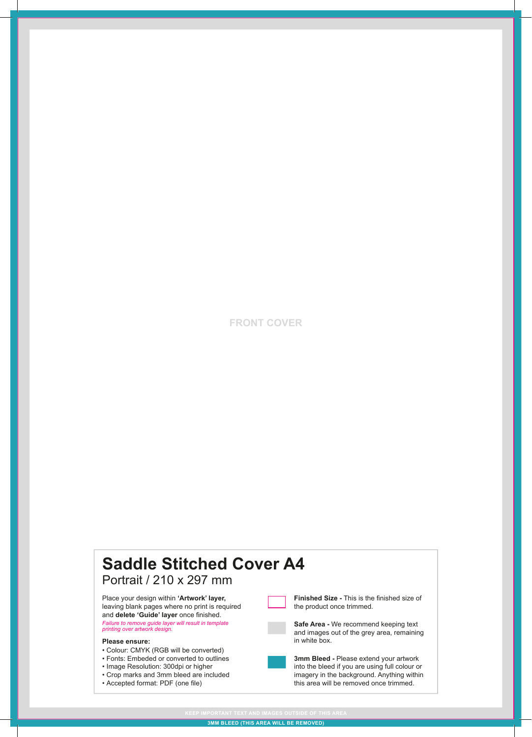FRONT COVER

# Saddle Stitched Cover A4

Portrait / 210 x 297 mm

Place your design within **'Artwork' layer,** leaving blank pages where no print is required and **delete 'Guide' layer** once finished.

*Failure to remove guide layer will result in template printing over artwork design.*

**Please ensure:**

- Colour: CMYK (RGB will be converted)
- Fonts: Embeded or converted to outlines
- Image Resolution: 300dpi or higher
- Crop marks and 3mm bleed are included
- Accepted format: PDF (one file)

**Finished Size -** This is the finished size of the product once trimmed.

**Safe Area -** We recommend keeping text and images out of the grey area, remaining in white box.

**3mm Bleed -** Please extend your artwork into the bleed if you are using full colour or imagery in the background. Anything within this area will be removed once trimmed.

KEEP IMPORTANT TEXT AND IMAGES OUTSIDE OF THIS AREA

3MM BLEED (THIS AREA WILL BE REMOVED)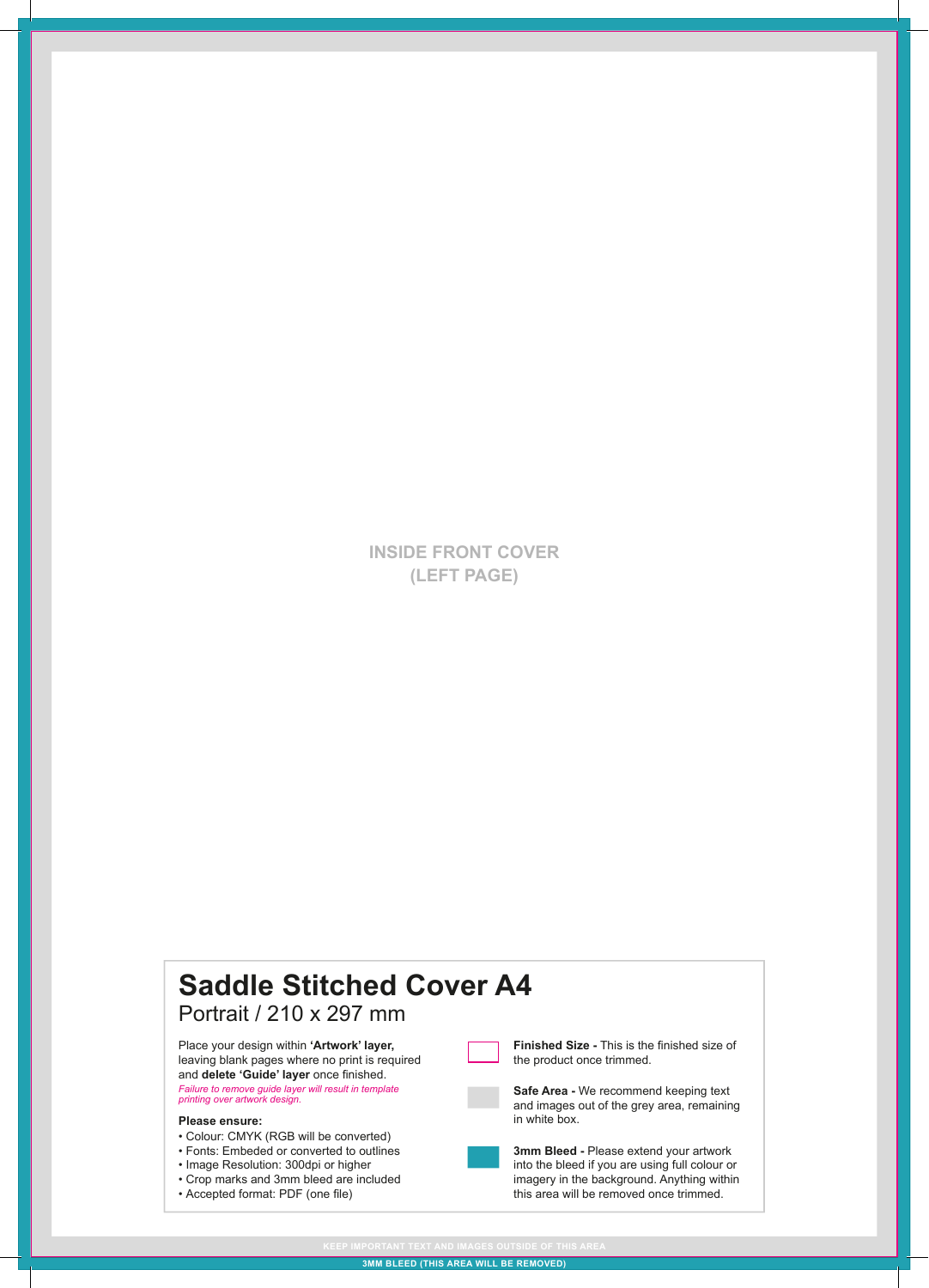INSIDE FRONT COVER
(LEFT PAGE)

# Saddle Stitched Cover A4

Portrait / 210 x 297 mm

Place your design within **'Artwork' layer,** leaving blank pages where no print is required and **delete 'Guide' layer** once finished.

*Failure to remove guide layer will result in template printing over artwork design.*

**Please ensure:**

- Colour: CMYK (RGB will be converted)
- Fonts: Embeded or converted to outlines
- Image Resolution: 300dpi or higher
- Crop marks and 3mm bleed are included
- Accepted format: PDF (one file)

**Finished Size -** This is the finished size of the product once trimmed.

**Safe Area -** We recommend keeping text and images out of the grey area, remaining in white box.

**3mm Bleed -** Please extend your artwork into the bleed if you are using full colour or imagery in the background. Anything within this area will be removed once trimmed.

KEEP IMPORTANT TEXT AND IMAGES OUTSIDE OF THIS AREA

3MM BLEED (THIS AREA WILL BE REMOVED)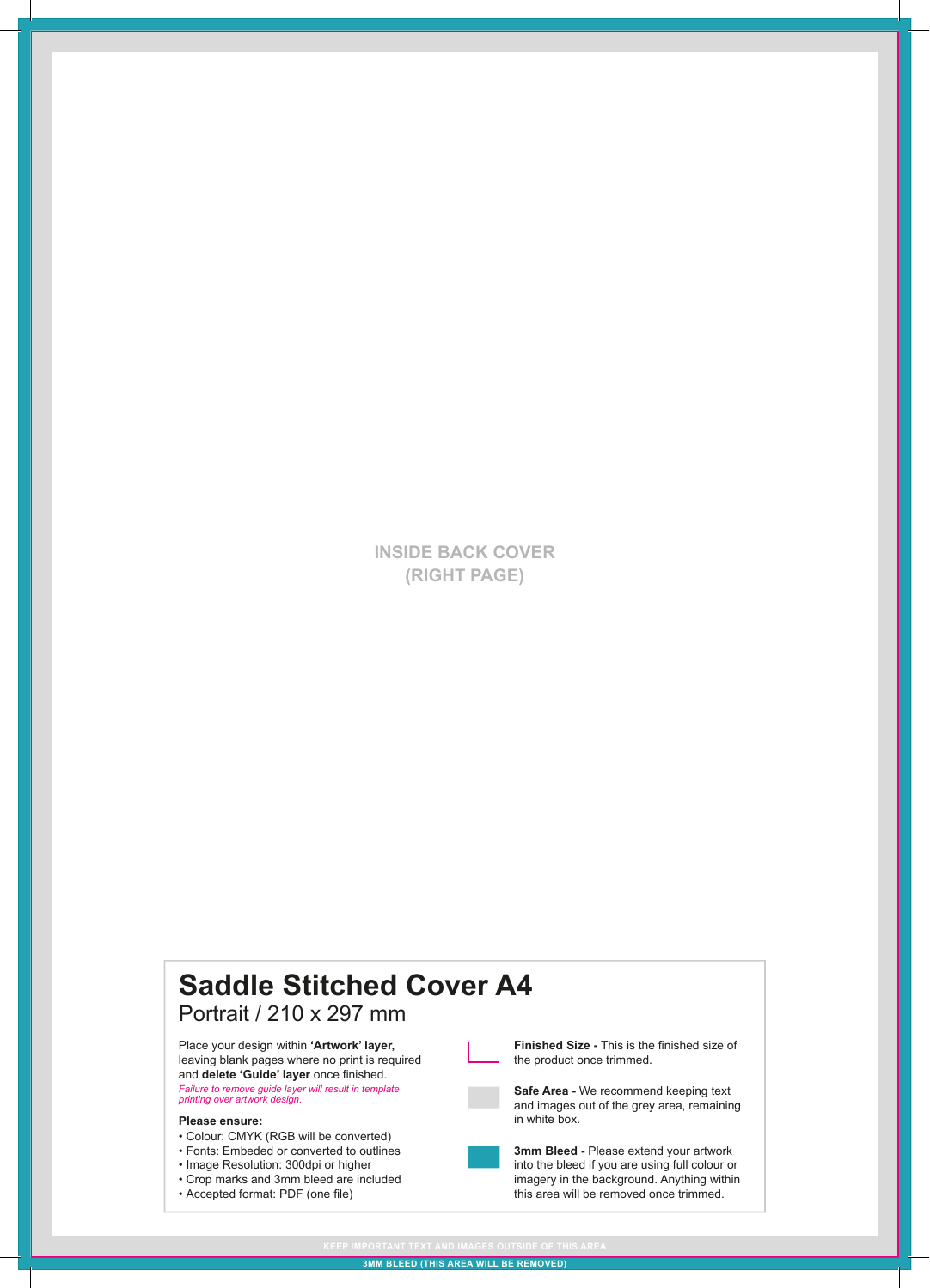INSIDE BACK COVER
(RIGHT PAGE)

# Saddle Stitched Cover A4

Portrait / 210 x 297 mm

Place your design within **'Artwork' layer,** leaving blank pages where no print is required and **delete 'Guide' layer** once finished.

*Failure to remove guide layer will result in template printing over artwork design.*

**Please ensure:**

- Colour: CMYK (RGB will be converted)
- Fonts: Embeded or converted to outlines
- Image Resolution: 300dpi or higher
- Crop marks and 3mm bleed are included
- Accepted format: PDF (one file)

**Finished Size -** This is the finished size of the product once trimmed.

**Safe Area -** We recommend keeping text and images out of the grey area, remaining in white box.

**3mm Bleed -** Please extend your artwork into the bleed if you are using full colour or imagery in the background. Anything within this area will be removed once trimmed.

KEEP IMPORTANT TEXT AND IMAGES OUTSIDE OF THIS AREA

3MM BLEED (THIS AREA WILL BE REMOVED)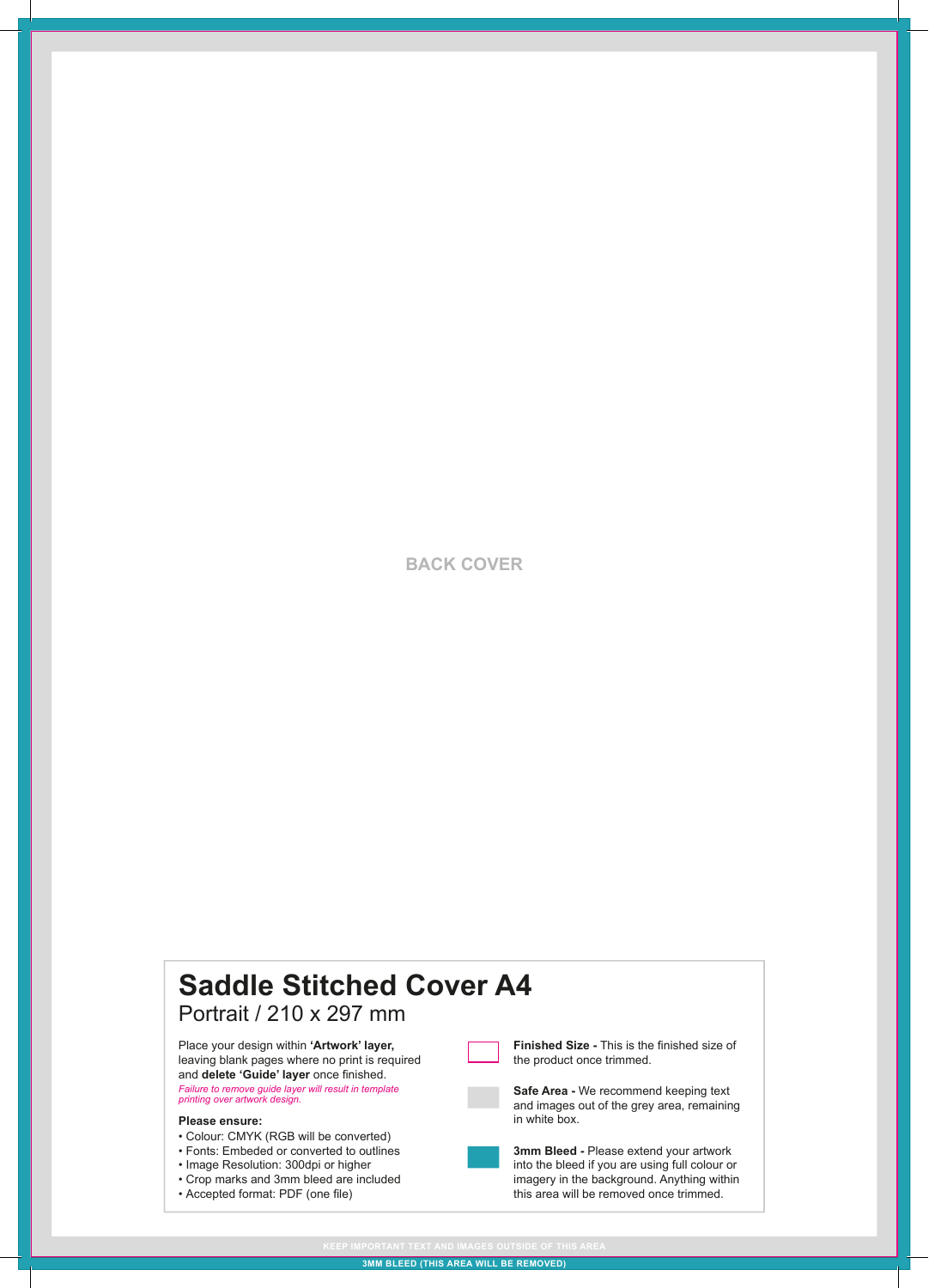BACK COVER

# Saddle Stitched Cover A4

Portrait / 210 x 297 mm

Place your design within **'Artwork' layer,** leaving blank pages where no print is required and **delete 'Guide' layer** once finished.

*Failure to remove guide layer will result in template printing over artwork design.*

**Please ensure:**

- Colour: CMYK (RGB will be converted)
- Fonts: Embeded or converted to outlines
- Image Resolution: 300dpi or higher
- Crop marks and 3mm bleed are included
- Accepted format: PDF (one file)

**Finished Size -** This is the finished size of the product once trimmed.

**Safe Area -** We recommend keeping text and images out of the grey area, remaining in white box.

**3mm Bleed -** Please extend your artwork into the bleed if you are using full colour or imagery in the background. Anything within this area will be removed once trimmed.

KEEP IMPORTANT TEXT AND IMAGES OUTSIDE OF THIS AREA

3MM BLEED (THIS AREA WILL BE REMOVED)